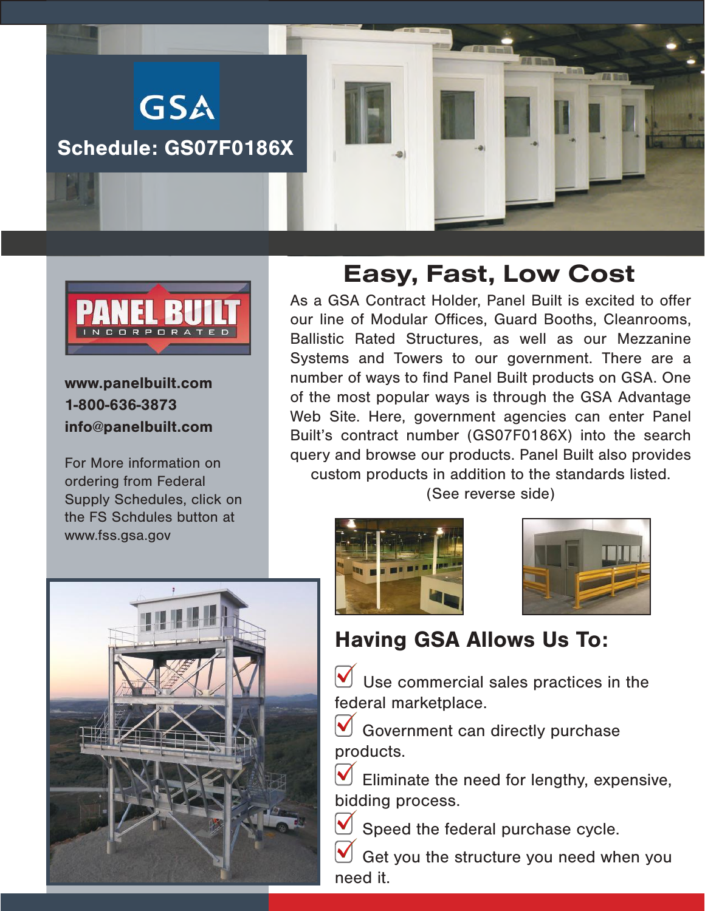GSA

**Schedule: GS07F0186X**

PANEL BUILT INCORPORATED

**www.panelbuilt.com**
**1-800-636-3873**
**info@panelbuilt.com**

For More information on ordering from Federal Supply Schedules, click on the FS Schdules button at www.fss.gsa.gov

# Easy, Fast, Low Cost

As a GSA Contract Holder, Panel Built is excited to offer our line of Modular Offices, Guard Booths, Cleanrooms, Ballistic Rated Structures, as well as our Mezzanine Systems and Towers to our government. There are a number of ways to find Panel Built products on GSA. One of the most popular ways is through the GSA Advantage Web Site. Here, government agencies can enter Panel Built's contract number (GS07F0186X) into the search query and browse our products. Panel Built also provides custom products in addition to the standards listed. (See reverse side)

## Having GSA Allows Us To:

- Use commercial sales practices in the federal marketplace.
- Government can directly purchase products.
- Eliminate the need for lengthy, expensive, bidding process.
- Speed the federal purchase cycle.
- Get you the structure you need when you need it.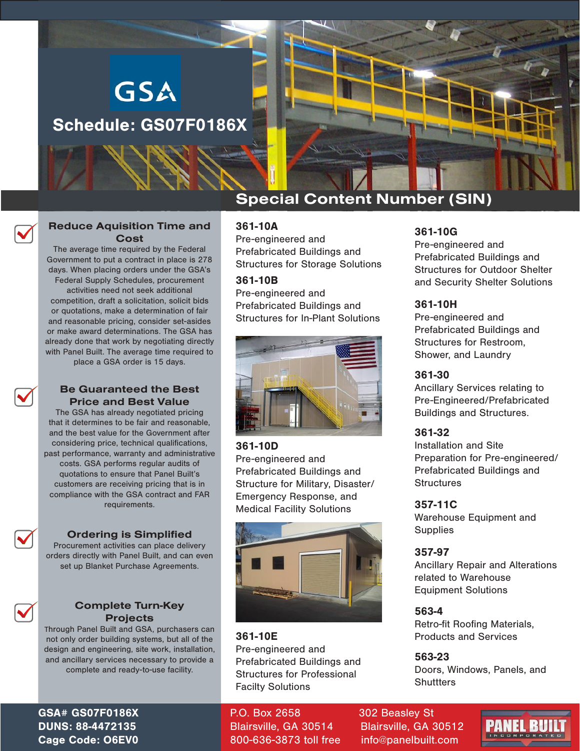# Schedule: GS07F0186X

## Reduce Aquisition Time and Cost

The average time required by the Federal Government to put a contract in place is 278 days. When placing orders under the GSA's Federal Supply Schedules, procurement activities need not seek additional competition, draft a solicitation, solicit bids or quotations, make a determination of fair and reasonable pricing, consider set-asides or make award determinations. The GSA has already done that work by negotiating directly with Panel Built. The average time required to place a GSA order is 15 days.

## Be Guaranteed the Best Price and Best Value

The GSA has already negotiated pricing that it determines to be fair and reasonable, and the best value for the Government after considering price, technical qualifications, past performance, warranty and administrative costs. GSA performs regular audits of quotations to ensure that Panel Built's customers are receiving pricing that is in compliance with the GSA contract and FAR requirements.

## Ordering is Simplified

Procurement activities can place delivery orders directly with Panel Built, and can even set up Blanket Purchase Agreements.

## Complete Turn-Key Projects

Through Panel Built and GSA, purchasers can not only order building systems, but all of the design and engineering, site work, installation, and ancillary services necessary to provide a complete and ready-to-use facility.

## Special Content Number (SIN)

**361-10A**
Pre-engineered and Prefabricated Buildings and Structures for Storage Solutions

**361-10B**
Pre-engineered and Prefabricated Buildings and Structures for In-Plant Solutions

**361-10D**
Pre-engineered and Prefabricated Buildings and Structure for Military, Disaster/ Emergency Response, and Medical Facility Solutions

**361-10E**
Pre-engineered and Prefabricated Buildings and Structures for Professional Facilty Solutions

**361-10G**
Pre-engineered and Prefabricated Buildings and Structures for Outdoor Shelter and Security Shelter Solutions

**361-10H**
Pre-engineered and Prefabricated Buildings and Structures for Restroom, Shower, and Laundry

**361-30**
Ancillary Services relating to Pre-Engineered/Prefabricated Buildings and Structures.

**361-32**
Installation and Site Preparation for Pre-engineered/ Prefabricated Buildings and Structures

**357-11C**
Warehouse Equipment and Supplies

**357-97**
Ancillary Repair and Alterations related to Warehouse Equipment Solutions

**563-4**
Retro-fit Roofing Materials, Products and Services

**563-23**
Doors, Windows, Panels, and Shuttters

**GSA# GS07F0186X**
**DUNS: 88-4472135**
**Cage Code: O6EV0**

P.O. Box 2658
Blairsville, GA 30514
800-636-3873 toll free

302 Beasley St
Blairsville, GA 30512
info@panelbuilt.com

PANEL BUILT INCORPORATED